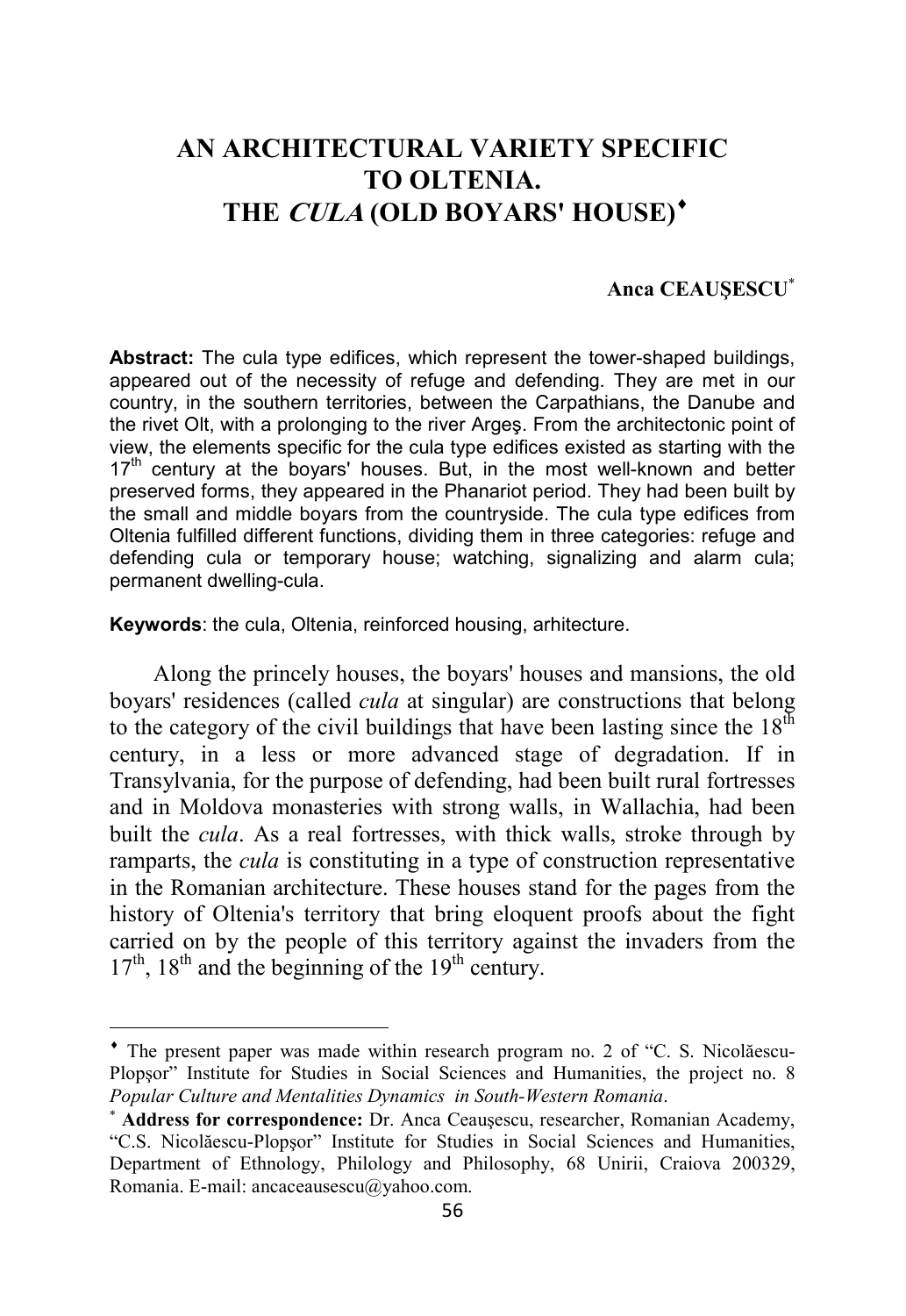# AN ARCHITECTURAL VARIETY SPECIFIC TO OLTENIA. THE *CULA* (OLD BOYARS' HOUSE)[♦]

**Anca CEAUŞESCU**[*]

**Abstract:** The cula type edifices, which represent the tower-shaped buildings, appeared out of the necessity of refuge and defending. They are met in our country, in the southern territories, between the Carpathians, the Danube and the rivet Olt, with a prolonging to the river Argeş. From the architectonic point of view, the elements specific for the cula type edifices existed as starting with the 17th century at the boyars' houses. But, in the most well-known and better preserved forms, they appeared in the Phanariot period. They had been built by the small and middle boyars from the countryside. The cula type edifices from Oltenia fulfilled different functions, dividing them in three categories: refuge and defending cula or temporary house; watching, signalizing and alarm cula; permanent dwelling-cula.

**Keywords**: the cula, Oltenia, reinforced housing, arhitecture.

Along the princely houses, the boyars' houses and mansions, the old boyars' residences (called *cula* at singular) are constructions that belong to the category of the civil buildings that have been lasting since the 18th century, in a less or more advanced stage of degradation. If in Transylvania, for the purpose of defending, had been built rural fortresses and in Moldova monasteries with strong walls, in Wallachia, had been built the *cula*. As a real fortresses, with thick walls, stroke through by ramparts, the *cula* is constituting in a type of construction representative in the Romanian architecture. These houses stand for the pages from the history of Oltenia's territory that bring eloquent proofs about the fight carried on by the people of this territory against the invaders from the 17th, 18th and the beginning of the 19th century.

---

[♦] The present paper was made within research program no. 2 of "C. S. Nicolăescu-Plopşor" Institute for Studies in Social Sciences and Humanities, the project no. 8 *Popular Culture and Mentalities Dynamics in South-Western Romania*.

[*] **Address for correspondence:** Dr. Anca Ceauşescu, researcher, Romanian Academy, "C.S. Nicolăescu-Plopşor" Institute for Studies in Social Sciences and Humanities, Department of Ethnology, Philology and Philosophy, 68 Unirii, Craiova 200329, Romania. E-mail: ancaceausescu@yahoo.com.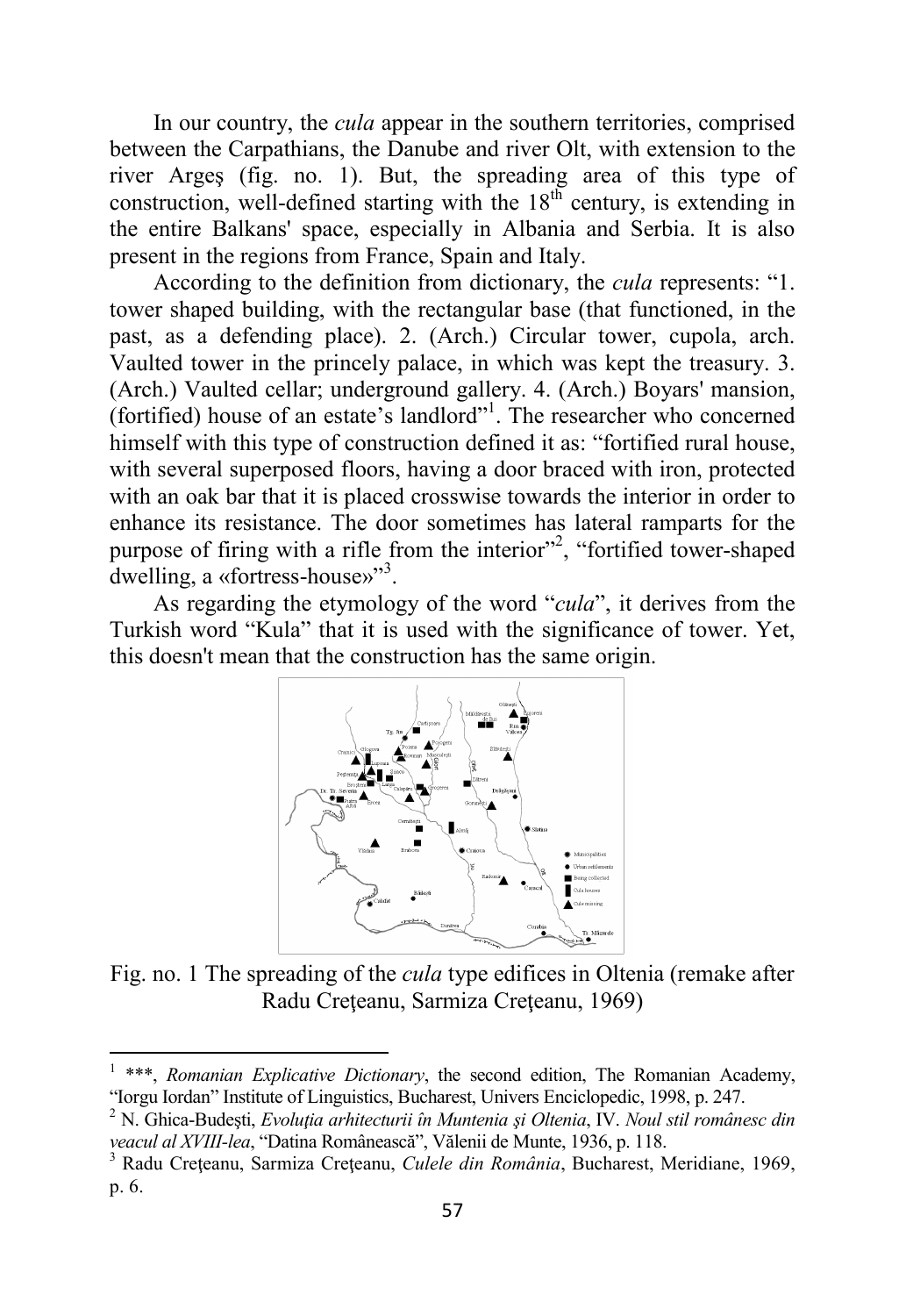In our country, the *cula* appear in the southern territories, comprised between the Carpathians, the Danube and river Olt, with extension to the river Argeş (fig. no. 1). But, the spreading area of this type of construction, well-defined starting with the 18$^{th}$ century, is extending in the entire Balkans' space, especially in Albania and Serbia. It is also present in the regions from France, Spain and Italy.

According to the definition from dictionary, the *cula* represents: "1. tower shaped building, with the rectangular base (that functioned, in the past, as a defending place). 2. (Arch.) Circular tower, cupola, arch. Vaulted tower in the princely palace, in which was kept the treasury. 3. (Arch.) Vaulted cellar; underground gallery. 4. (Arch.) Boyars' mansion, (fortified) house of an estate's landlord"[1]. The researcher who concerned himself with this type of construction defined it as: "fortified rural house, with several superposed floors, having a door braced with iron, protected with an oak bar that it is placed crosswise towards the interior in order to enhance its resistance. The door sometimes has lateral ramparts for the purpose of firing with a rifle from the interior"[2], "fortified tower-shaped dwelling, a «fortress-house»"[3].

As regarding the etymology of the word "*cula*", it derives from the Turkish word "Kula" that it is used with the significance of tower. Yet, this doesn't mean that the construction has the same origin.

Fig. no. 1 The spreading of the *cula* type edifices in Oltenia (remake after Radu Creţeanu, Sarmiza Creţeanu, 1969)

---

[1] ***, *Romanian Explicative Dictionary*, the second edition, The Romanian Academy, "Iorgu Iordan" Institute of Linguistics, Bucharest, Univers Enciclopedic, 1998, p. 247.

[2] N. Ghica-Budeşti, *Evoluţia arhitecturii în Muntenia şi Oltenia*, IV. *Noul stil românesc din veacul al XVIII-lea*, "Datina Românească", Vălenii de Munte, 1936, p. 118.

[3] Radu Creţeanu, Sarmiza Creţeanu, *Culele din România*, Bucharest, Meridiane, 1969, p. 6.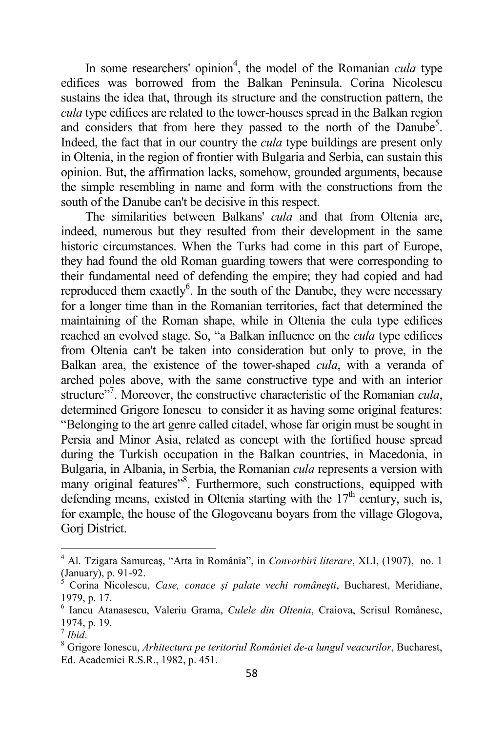In some researchers' opinion[4], the model of the Romanian *cula* type edifices was borrowed from the Balkan Peninsula. Corina Nicolescu sustains the idea that, through its structure and the construction pattern, the *cula* type edifices are related to the tower-houses spread in the Balkan region and considers that from here they passed to the north of the Danube[5]. Indeed, the fact that in our country the *cula* type buildings are present only in Oltenia, in the region of frontier with Bulgaria and Serbia, can sustain this opinion. But, the affirmation lacks, somehow, grounded arguments, because the simple resembling in name and form with the constructions from the south of the Danube can't be decisive in this respect.

The similarities between Balkans' *cula* and that from Oltenia are, indeed, numerous but they resulted from their development in the same historic circumstances. When the Turks had come in this part of Europe, they had found the old Roman guarding towers that were corresponding to their fundamental need of defending the empire; they had copied and had reproduced them exactly[6]. In the south of the Danube, they were necessary for a longer time than in the Romanian territories, fact that determined the maintaining of the Roman shape, while in Oltenia the cula type edifices reached an evolved stage. So, "a Balkan influence on the *cula* type edifices from Oltenia can't be taken into consideration but only to prove, in the Balkan area, the existence of the tower-shaped *cula*, with a veranda of arched poles above, with the same constructive type and with an interior structure"[7]. Moreover, the constructive characteristic of the Romanian *cula*, determined Grigore Ionescu to consider it as having some original features: "Belonging to the art genre called citadel, whose far origin must be sought in Persia and Minor Asia, related as concept with the fortified house spread during the Turkish occupation in the Balkan countries, in Macedonia, in Bulgaria, in Albania, in Serbia, the Romanian *cula* represents a version with many original features"[8]. Furthermore, such constructions, equipped with defending means, existed in Oltenia starting with the 17th century, such is, for example, the house of the Glogoveanu boyars from the village Glogova, Gorj District.

---

[4] Al. Tzigara Samurcaş, "Arta în România", in *Convorbiri literare*, XLI, (1907), no. 1 (January), p. 91-92.

[5] Corina Nicolescu, *Case, conace şi palate vechi româneşti*, Bucharest, Meridiane, 1979, p. 17.

[6] Iancu Atanasescu, Valeriu Grama, *Culele din Oltenia*, Craiova, Scrisul Românesc, 1974, p. 19.

[7] *Ibid*.

[8] Grigore Ionescu, *Arhitectura pe teritoriul României de-a lungul veacurilor*, Bucharest, Ed. Academiei R.S.R., 1982, p. 451.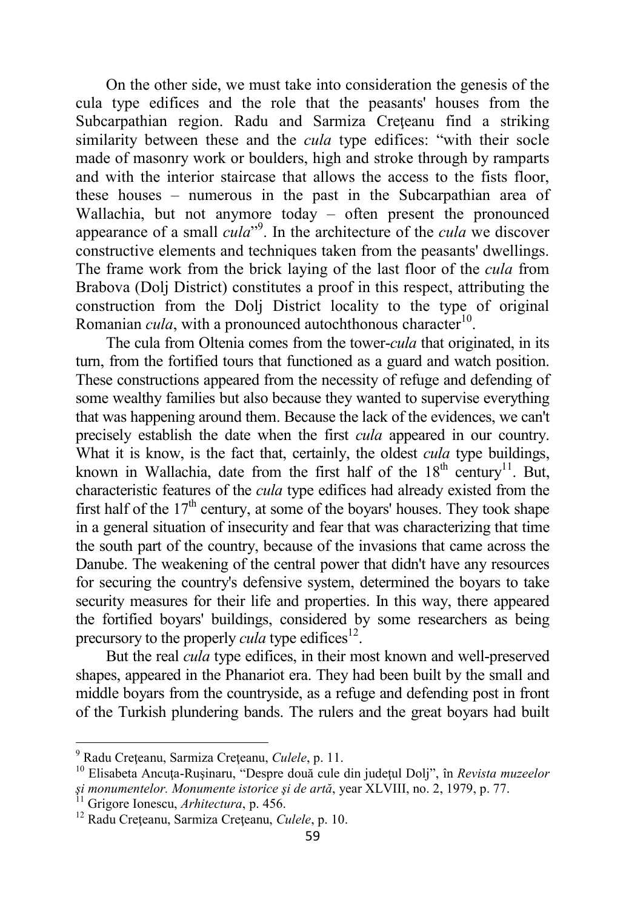On the other side, we must take into consideration the genesis of the cula type edifices and the role that the peasants' houses from the Subcarpathian region. Radu and Sarmiza Creţeanu find a striking similarity between these and the *cula* type edifices: "with their socle made of masonry work or boulders, high and stroke through by ramparts and with the interior staircase that allows the access to the fists floor, these houses – numerous in the past in the Subcarpathian area of Wallachia, but not anymore today – often present the pronounced appearance of a small *cula*"[9]. In the architecture of the *cula* we discover constructive elements and techniques taken from the peasants' dwellings. The frame work from the brick laying of the last floor of the *cula* from Brabova (Dolj District) constitutes a proof in this respect, attributing the construction from the Dolj District locality to the type of original Romanian *cula*, with a pronounced autochthonous character[10].

The cula from Oltenia comes from the tower-*cula* that originated, in its turn, from the fortified tours that functioned as a guard and watch position. These constructions appeared from the necessity of refuge and defending of some wealthy families but also because they wanted to supervise everything that was happening around them. Because the lack of the evidences, we can't precisely establish the date when the first *cula* appeared in our country. What it is know, is the fact that, certainly, the oldest *cula* type buildings, known in Wallachia, date from the first half of the 18[th] century[11]. But, characteristic features of the *cula* type edifices had already existed from the first half of the 17[th] century, at some of the boyars' houses. They took shape in a general situation of insecurity and fear that was characterizing that time the south part of the country, because of the invasions that came across the Danube. The weakening of the central power that didn't have any resources for securing the country's defensive system, determined the boyars to take security measures for their life and properties. In this way, there appeared the fortified boyars' buildings, considered by some researchers as being precursory to the properly *cula* type edifices[12].

But the real *cula* type edifices, in their most known and well-preserved shapes, appeared in the Phanariot era. They had been built by the small and middle boyars from the countryside, as a refuge and defending post in front of the Turkish plundering bands. The rulers and the great boyars had built

---

[9] Radu Creţeanu, Sarmiza Creţeanu, *Culele*, p. 11.

[10] Elisabeta Ancuţa-Ruşinaru, "Despre două cule din judeţul Dolj", în *Revista muzeelor şi monumentelor. Monumente istorice şi de artă*, year XLVIII, no. 2, 1979, p. 77.

[11] Grigore Ionescu, *Arhitectura*, p. 456.

[12] Radu Creţeanu, Sarmiza Creţeanu, *Culele*, p. 10.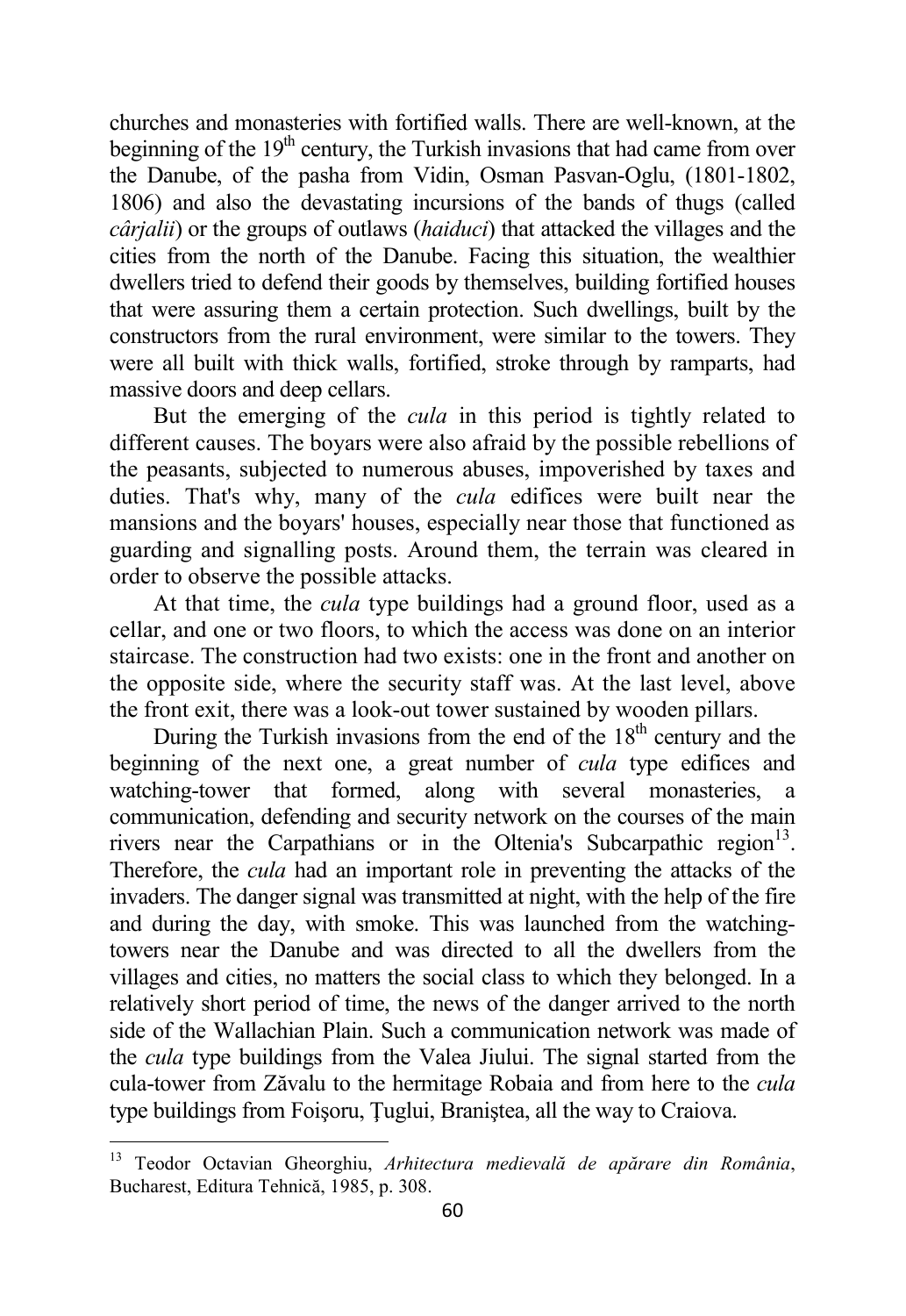churches and monasteries with fortified walls. There are well-known, at the beginning of the 19th century, the Turkish invasions that had came from over the Danube, of the pasha from Vidin, Osman Pasvan-Oglu, (1801-1802, 1806) and also the devastating incursions of the bands of thugs (called *cârjalii*) or the groups of outlaws (*haiduci*) that attacked the villages and the cities from the north of the Danube. Facing this situation, the wealthier dwellers tried to defend their goods by themselves, building fortified houses that were assuring them a certain protection. Such dwellings, built by the constructors from the rural environment, were similar to the towers. They were all built with thick walls, fortified, stroke through by ramparts, had massive doors and deep cellars.

But the emerging of the *cula* in this period is tightly related to different causes. The boyars were also afraid by the possible rebellions of the peasants, subjected to numerous abuses, impoverished by taxes and duties. That's why, many of the *cula* edifices were built near the mansions and the boyars' houses, especially near those that functioned as guarding and signalling posts. Around them, the terrain was cleared in order to observe the possible attacks.

At that time, the *cula* type buildings had a ground floor, used as a cellar, and one or two floors, to which the access was done on an interior staircase. The construction had two exists: one in the front and another on the opposite side, where the security staff was. At the last level, above the front exit, there was a look-out tower sustained by wooden pillars.

During the Turkish invasions from the end of the 18th century and the beginning of the next one, a great number of *cula* type edifices and watching-tower that formed, along with several monasteries, a communication, defending and security network on the courses of the main rivers near the Carpathians or in the Oltenia's Subcarpathic region[13]. Therefore, the *cula* had an important role in preventing the attacks of the invaders. The danger signal was transmitted at night, with the help of the fire and during the day, with smoke. This was launched from the watching-towers near the Danube and was directed to all the dwellers from the villages and cities, no matters the social class to which they belonged. In a relatively short period of time, the news of the danger arrived to the north side of the Wallachian Plain. Such a communication network was made of the *cula* type buildings from the Valea Jiului. The signal started from the cula-tower from Zăvalu to the hermitage Robaia and from here to the *cula* type buildings from Foişoru, Ţuglui, Braniştea, all the way to Craiova.

---

[13] Teodor Octavian Gheorghiu, *Arhitectura medievală de apărare din România*, Bucharest, Editura Tehnică, 1985, p. 308.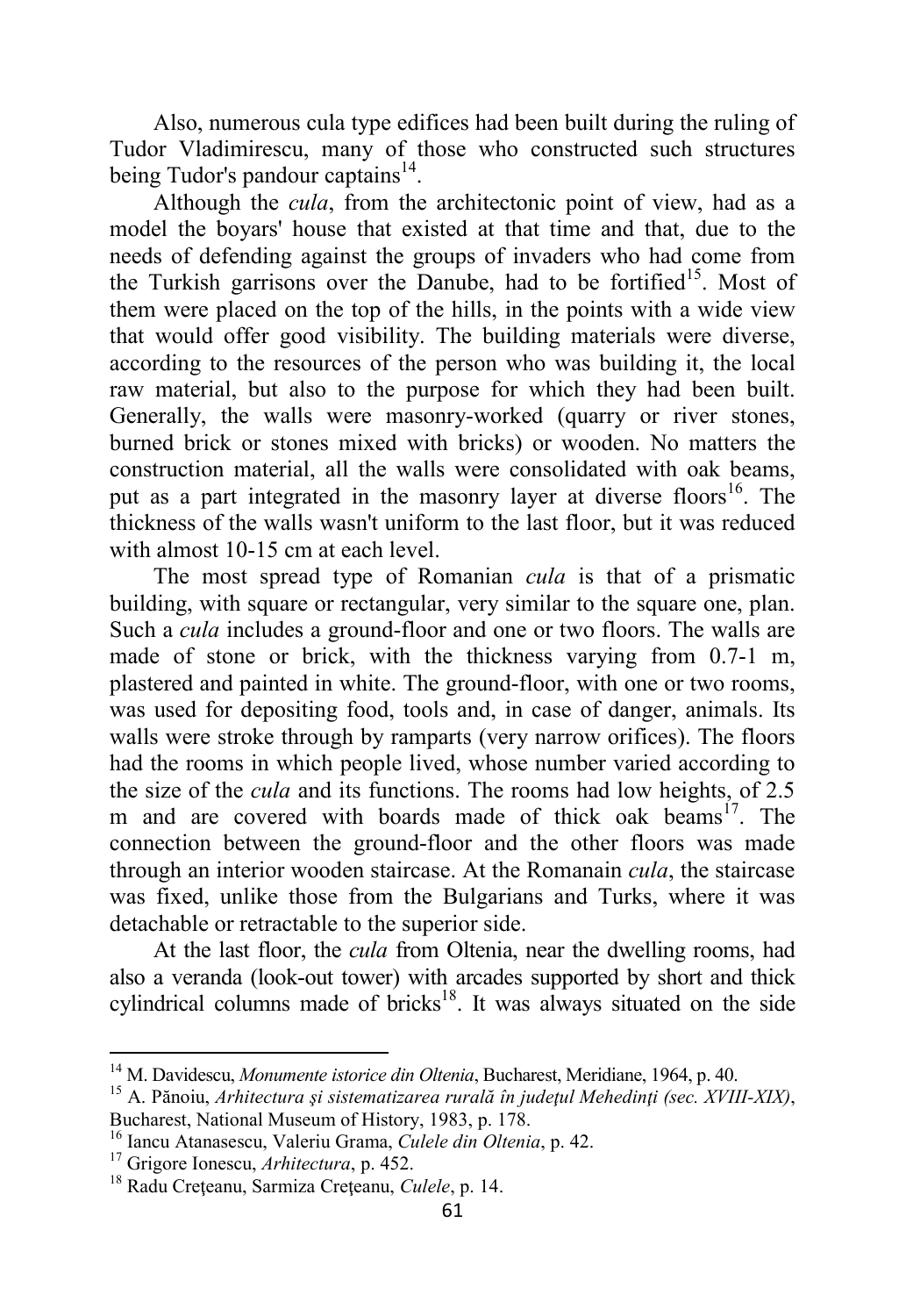Also, numerous cula type edifices had been built during the ruling of Tudor Vladimirescu, many of those who constructed such structures being Tudor's pandour captains[14].

Although the *cula*, from the architectonic point of view, had as a model the boyars' house that existed at that time and that, due to the needs of defending against the groups of invaders who had come from the Turkish garrisons over the Danube, had to be fortified[15]. Most of them were placed on the top of the hills, in the points with a wide view that would offer good visibility. The building materials were diverse, according to the resources of the person who was building it, the local raw material, but also to the purpose for which they had been built. Generally, the walls were masonry-worked (quarry or river stones, burned brick or stones mixed with bricks) or wooden. No matters the construction material, all the walls were consolidated with oak beams, put as a part integrated in the masonry layer at diverse floors[16]. The thickness of the walls wasn't uniform to the last floor, but it was reduced with almost 10-15 cm at each level.

The most spread type of Romanian *cula* is that of a prismatic building, with square or rectangular, very similar to the square one, plan. Such a *cula* includes a ground-floor and one or two floors. The walls are made of stone or brick, with the thickness varying from 0.7-1 m, plastered and painted in white. The ground-floor, with one or two rooms, was used for depositing food, tools and, in case of danger, animals. Its walls were stroke through by ramparts (very narrow orifices). The floors had the rooms in which people lived, whose number varied according to the size of the *cula* and its functions. The rooms had low heights, of 2.5 m and are covered with boards made of thick oak beams[17]. The connection between the ground-floor and the other floors was made through an interior wooden staircase. At the Romanain *cula*, the staircase was fixed, unlike those from the Bulgarians and Turks, where it was detachable or retractable to the superior side.

At the last floor, the *cula* from Oltenia, near the dwelling rooms, had also a veranda (look-out tower) with arcades supported by short and thick cylindrical columns made of bricks[18]. It was always situated on the side

---

[14] M. Davidescu, *Monumente istorice din Oltenia*, Bucharest, Meridiane, 1964, p. 40.

[15] A. Pănoiu, *Arhitectura şi sistematizarea rurală în judeţul Mehedinţi (sec. XVIII-XIX)*, Bucharest, National Museum of History, 1983, p. 178.

[16] Iancu Atanasescu, Valeriu Grama, *Culele din Oltenia*, p. 42.

[17] Grigore Ionescu, *Arhitectura*, p. 452.

[18] Radu Creţeanu, Sarmiza Creţeanu, *Culele*, p. 14.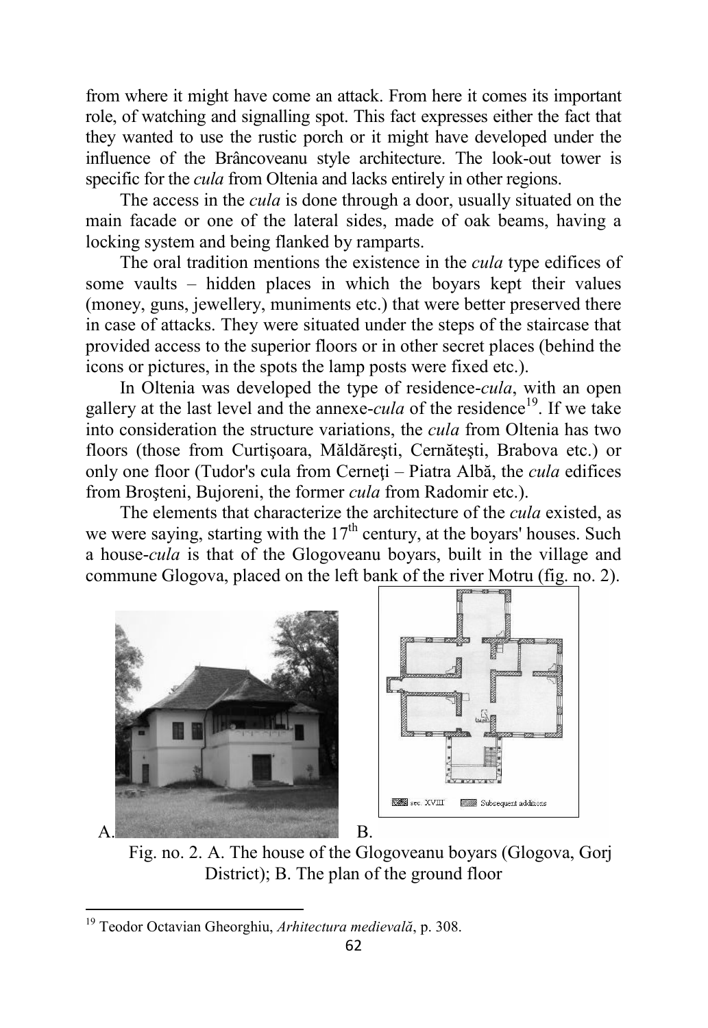from where it might have come an attack. From here it comes its important role, of watching and signalling spot. This fact expresses either the fact that they wanted to use the rustic porch or it might have developed under the influence of the Brâncoveanu style architecture. The look-out tower is specific for the *cula* from Oltenia and lacks entirely in other regions.

The access in the *cula* is done through a door, usually situated on the main facade or one of the lateral sides, made of oak beams, having a locking system and being flanked by ramparts.

The oral tradition mentions the existence in the *cula* type edifices of some vaults – hidden places in which the boyars kept their values (money, guns, jewellery, muniments etc.) that were better preserved there in case of attacks. They were situated under the steps of the staircase that provided access to the superior floors or in other secret places (behind the icons or pictures, in the spots the lamp posts were fixed etc.).

In Oltenia was developed the type of residence-*cula*, with an open gallery at the last level and the annexe-*cula* of the residence[19]. If we take into consideration the structure variations, the *cula* from Oltenia has two floors (those from Curtişoara, Măldăreşti, Cernăteşti, Brabova etc.) or only one floor (Tudor's cula from Cerneţi – Piatra Albă, the *cula* edifices from Broşteni, Bujoreni, the former *cula* from Radomir etc.).

The elements that characterize the architecture of the *cula* existed, as we were saying, starting with the 17th century, at the boyars' houses. Such a house-*cula* is that of the Glogoveanu boyars, built in the village and commune Glogova, placed on the left bank of the river Motru (fig. no. 2).

A. B.

Fig. no. 2. A. The house of the Glogoveanu boyars (Glogova, Gorj District); B. The plan of the ground floor

[19] Teodor Octavian Gheorghiu, *Arhitectura medievală*, p. 308.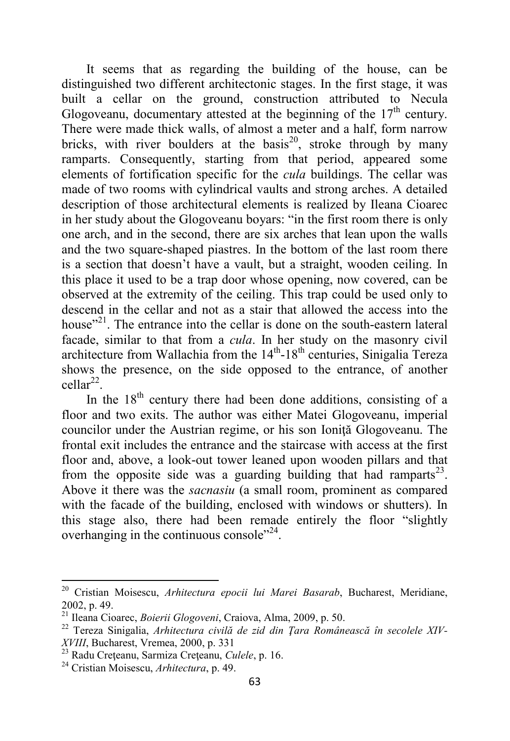It seems that as regarding the building of the house, can be distinguished two different architectonic stages. In the first stage, it was built a cellar on the ground, construction attributed to Necula Glogoveanu, documentary attested at the beginning of the 17th century. There were made thick walls, of almost a meter and a half, form narrow bricks, with river boulders at the basis[20], stroke through by many ramparts. Consequently, starting from that period, appeared some elements of fortification specific for the *cula* buildings. The cellar was made of two rooms with cylindrical vaults and strong arches. A detailed description of those architectural elements is realized by Ileana Cioarec in her study about the Glogoveanu boyars: "in the first room there is only one arch, and in the second, there are six arches that lean upon the walls and the two square-shaped piastres. In the bottom of the last room there is a section that doesn't have a vault, but a straight, wooden ceiling. In this place it used to be a trap door whose opening, now covered, can be observed at the extremity of the ceiling. This trap could be used only to descend in the cellar and not as a stair that allowed the access into the house"[21]. The entrance into the cellar is done on the south-eastern lateral facade, similar to that from a *cula*. In her study on the masonry civil architecture from Wallachia from the 14th-18th centuries, Sinigalia Tereza shows the presence, on the side opposed to the entrance, of another cellar[22].

In the 18th century there had been done additions, consisting of a floor and two exits. The author was either Matei Glogoveanu, imperial councilor under the Austrian regime, or his son Ioniţă Glogoveanu. The frontal exit includes the entrance and the staircase with access at the first floor and, above, a look-out tower leaned upon wooden pillars and that from the opposite side was a guarding building that had ramparts[23]. Above it there was the *sacnasiu* (a small room, prominent as compared with the facade of the building, enclosed with windows or shutters). In this stage also, there had been remade entirely the floor "slightly overhanging in the continuous console"[24].

---

[20] Cristian Moisescu, *Arhitectura epocii lui Marei Basarab*, Bucharest, Meridiane, 2002, p. 49.

[21] Ileana Cioarec, *Boierii Glogoveni*, Craiova, Alma, 2009, p. 50.

[22] Tereza Sinigalia, *Arhitectura civilă de zid din Ţara Românească în secolele XIV-XVIII*, Bucharest, Vremea, 2000, p. 331

[23] Radu Creţeanu, Sarmiza Creţeanu, *Culele*, p. 16.

[24] Cristian Moisescu, *Arhitectura*, p. 49.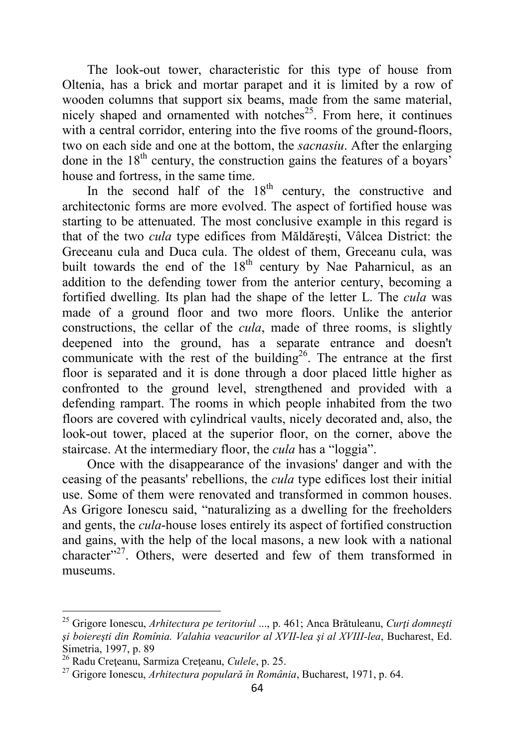The look-out tower, characteristic for this type of house from Oltenia, has a brick and mortar parapet and it is limited by a row of wooden columns that support six beams, made from the same material, nicely shaped and ornamented with notches[25]. From here, it continues with a central corridor, entering into the five rooms of the ground-floors, two on each side and one at the bottom, the *sacnasiu*. After the enlarging done in the 18th century, the construction gains the features of a boyars' house and fortress, in the same time.

In the second half of the 18th century, the constructive and architectonic forms are more evolved. The aspect of fortified house was starting to be attenuated. The most conclusive example in this regard is that of the two *cula* type edifices from Măldăreşti, Vâlcea District: the Greceanu cula and Duca cula. The oldest of them, Greceanu cula, was built towards the end of the 18th century by Nae Paharnicul, as an addition to the defending tower from the anterior century, becoming a fortified dwelling. Its plan had the shape of the letter L. The *cula* was made of a ground floor and two more floors. Unlike the anterior constructions, the cellar of the *cula*, made of three rooms, is slightly deepened into the ground, has a separate entrance and doesn't communicate with the rest of the building[26]. The entrance at the first floor is separated and it is done through a door placed little higher as confronted to the ground level, strengthened and provided with a defending rampart. The rooms in which people inhabited from the two floors are covered with cylindrical vaults, nicely decorated and, also, the look-out tower, placed at the superior floor, on the corner, above the staircase. At the intermediary floor, the *cula* has a "loggia".

Once with the disappearance of the invasions' danger and with the ceasing of the peasants' rebellions, the *cula* type edifices lost their initial use. Some of them were renovated and transformed in common houses. As Grigore Ionescu said, "naturalizing as a dwelling for the freeholders and gents, the *cula*-house loses entirely its aspect of fortified construction and gains, with the help of the local masons, a new look with a national character"[27]. Others, were deserted and few of them transformed in museums.

---

[25] Grigore Ionescu, *Arhitectura pe teritoriul ...*, p. 461; Anca Brătuleanu, *Curţi domneşti şi boiereşti din Romînia. Valahia veacurilor al XVII-lea şi al XVIII-lea*, Bucharest, Ed. Simetria, 1997, p. 89

[26] Radu Creţeanu, Sarmiza Creţeanu, *Culele*, p. 25.

[27] Grigore Ionescu, *Arhitectura populară în România*, Bucharest, 1971, p. 64.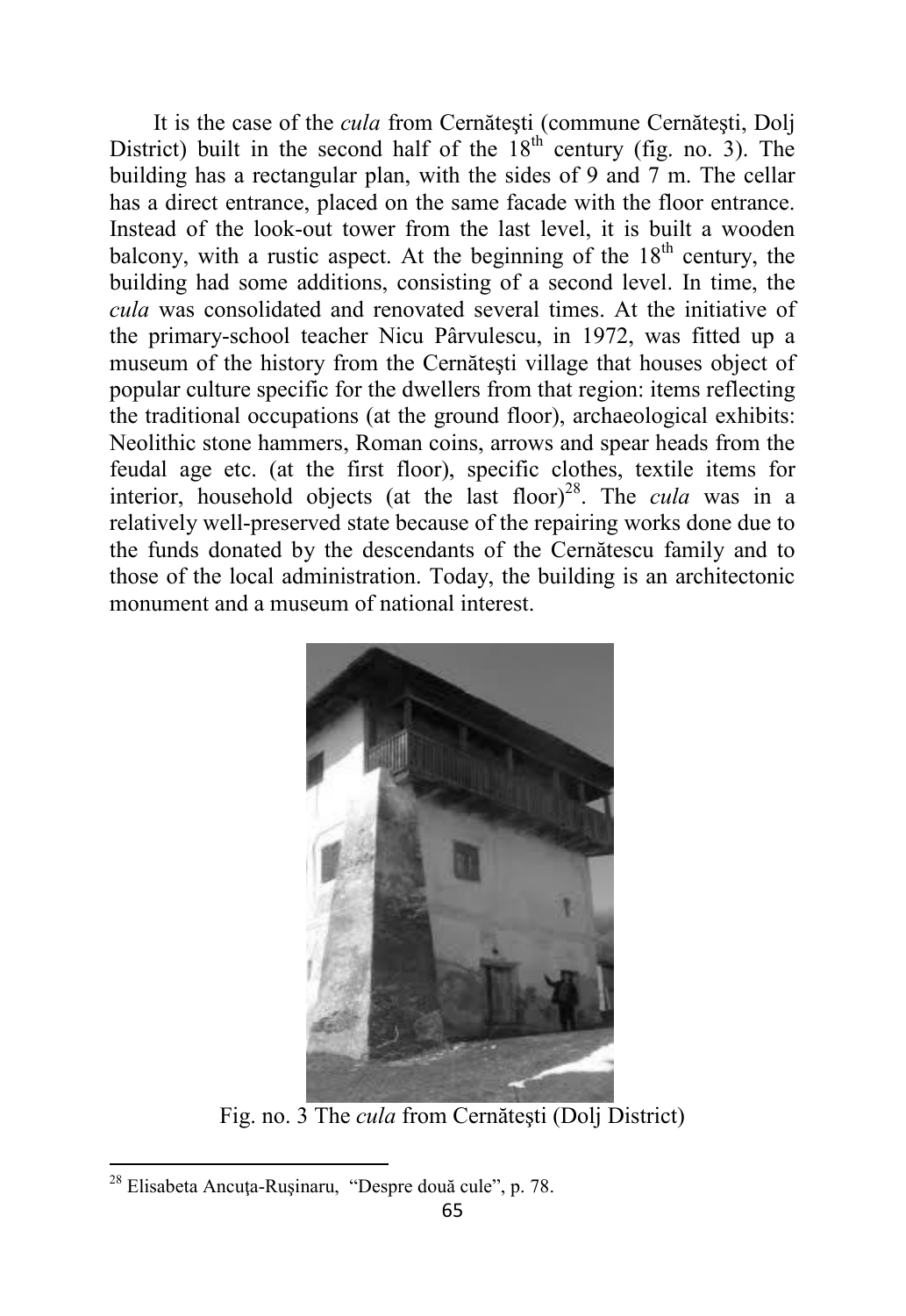It is the case of the *cula* from Cernăteşti (commune Cernăteşti, Dolj District) built in the second half of the 18th century (fig. no. 3). The building has a rectangular plan, with the sides of 9 and 7 m. The cellar has a direct entrance, placed on the same facade with the floor entrance. Instead of the look-out tower from the last level, it is built a wooden balcony, with a rustic aspect. At the beginning of the 18th century, the building had some additions, consisting of a second level. In time, the *cula* was consolidated and renovated several times. At the initiative of the primary-school teacher Nicu Pârvulescu, in 1972, was fitted up a museum of the history from the Cernăteşti village that houses object of popular culture specific for the dwellers from that region: items reflecting the traditional occupations (at the ground floor), archaeological exhibits: Neolithic stone hammers, Roman coins, arrows and spear heads from the feudal age etc. (at the first floor), specific clothes, textile items for interior, household objects (at the last floor)[28]. The *cula* was in a relatively well-preserved state because of the repairing works done due to the funds donated by the descendants of the Cernătescu family and to those of the local administration. Today, the building is an architectonic monument and a museum of national interest.

Fig. no. 3 The *cula* from Cernăteşti (Dolj District)

---

[28] Elisabeta Ancuţa-Ruşinaru, "Despre două cule", p. 78.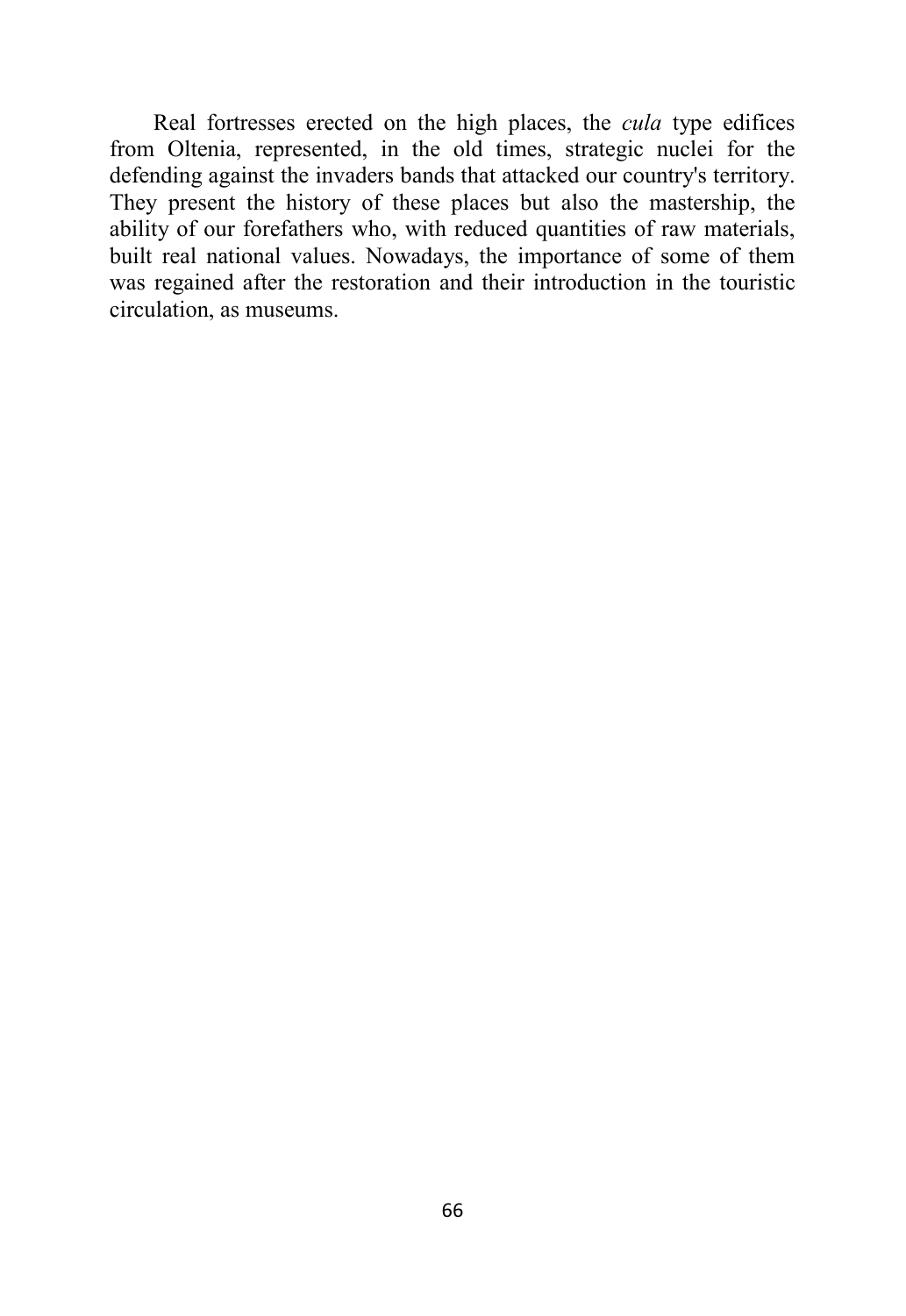Real fortresses erected on the high places, the *cula* type edifices from Oltenia, represented, in the old times, strategic nuclei for the defending against the invaders bands that attacked our country's territory. They present the history of these places but also the mastership, the ability of our forefathers who, with reduced quantities of raw materials, built real national values. Nowadays, the importance of some of them was regained after the restoration and their introduction in the touristic circulation, as museums.